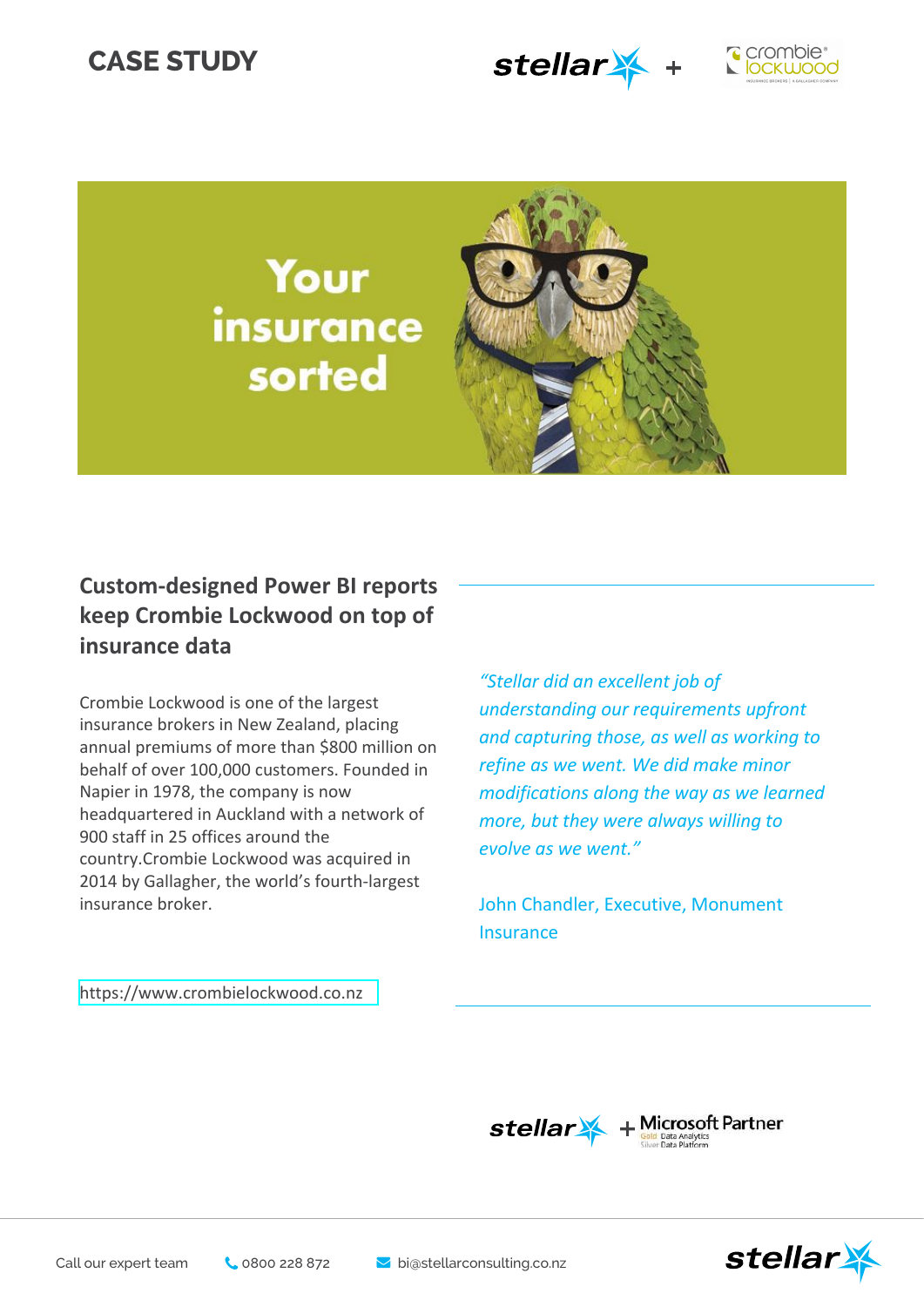# CASE STUDY

stellar + crombie lockwood

Your insurance sorted

## Custom-designed Power BI reports keep Crombie Lockwood on top of insurance data

Crombie Lockwood is one of the largest insurance brokers in New Zealand, placing annual premiums of more than $800 million on behalf of over 100,000 customers. Founded in Napier in 1978, the company is now headquartered in Auckland with a network of 900 staff in 25 offices around the country.Crombie Lockwood was acquired in 2014 by Gallagher, the world's fourth-largest insurance broker.

https://www.crombielockwood.co.nz

*"Stellar did an excellent job of understanding our requirements upfront and capturing those, as well as working to refine as we went. We did make minor modifications along the way as we learned more, but they were always willing to evolve as we went."*

John Chandler, Executive, Monument Insurance

stellar + Microsoft Partner
Gold Data Analytics
Silver Data Platform

Call our expert team 0800 228 872 bi@stellarconsulting.co.nz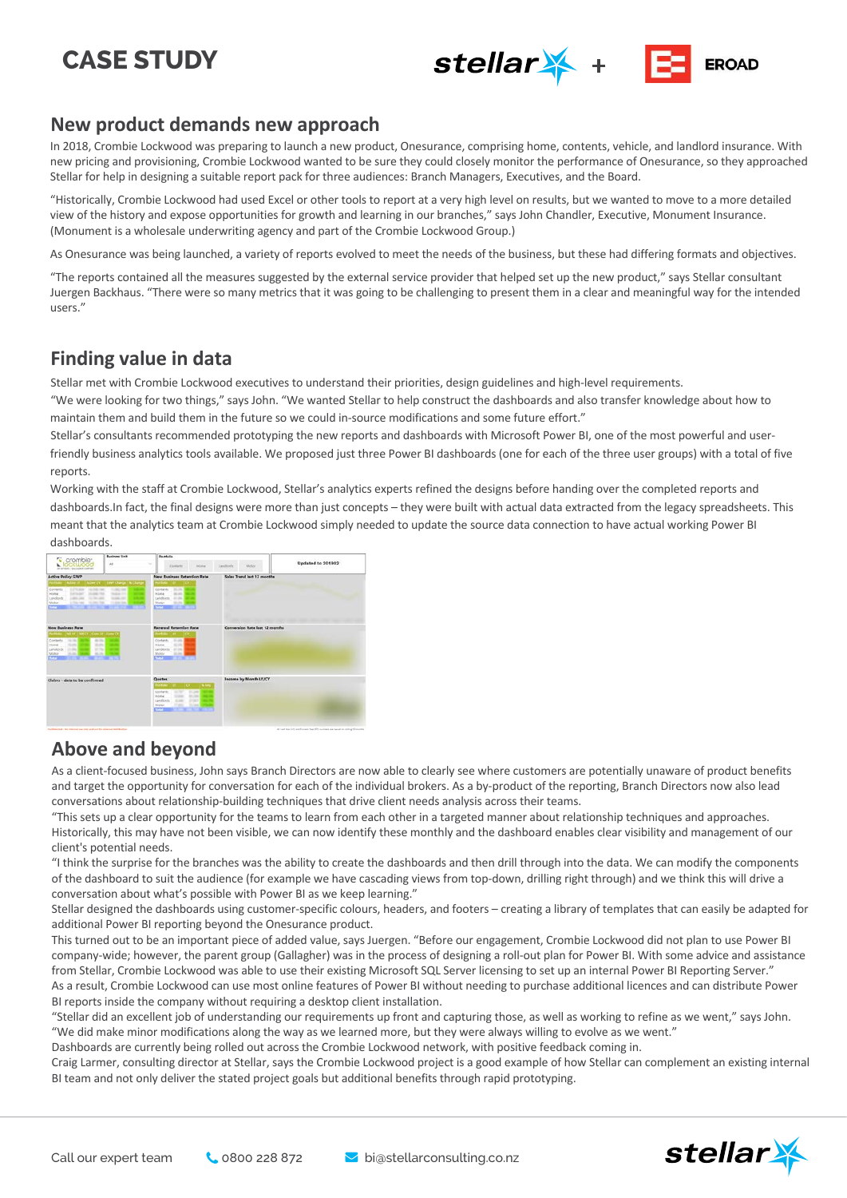# CASE STUDY

stellar + EROAD

## New product demands new approach

In 2018, Crombie Lockwood was preparing to launch a new product, Onesurance, comprising home, contents, vehicle, and landlord insurance. With new pricing and provisioning, Crombie Lockwood wanted to be sure they could closely monitor the performance of Onesurance, so they approached Stellar for help in designing a suitable report pack for three audiences: Branch Managers, Executives, and the Board.

"Historically, Crombie Lockwood had used Excel or other tools to report at a very high level on results, but we wanted to move to a more detailed view of the history and expose opportunities for growth and learning in our branches," says John Chandler, Executive, Monument Insurance. (Monument is a wholesale underwriting agency and part of the Crombie Lockwood Group.)

As Onesurance was being launched, a variety of reports evolved to meet the needs of the business, but these had differing formats and objectives.

"The reports contained all the measures suggested by the external service provider that helped set up the new product," says Stellar consultant Juergen Backhaus. "There were so many metrics that it was going to be challenging to present them in a clear and meaningful way for the intended users."

## Finding value in data

Stellar met with Crombie Lockwood executives to understand their priorities, design guidelines and high-level requirements.

"We were looking for two things," says John. "We wanted Stellar to help construct the dashboards and also transfer knowledge about how to maintain them and build them in the future so we could in-source modifications and some future effort."

Stellar's consultants recommended prototyping the new reports and dashboards with Microsoft Power BI, one of the most powerful and user-friendly business analytics tools available. We proposed just three Power BI dashboards (one for each of the three user groups) with a total of five reports.

Working with the staff at Crombie Lockwood, Stellar's analytics experts refined the designs before handing over the completed reports and dashboards.In fact, the final designs were more than just concepts – they were built with actual data extracted from the legacy spreadsheets. This meant that the analytics team at Crombie Lockwood simply needed to update the source data connection to have actual working Power BI dashboards.

## Above and beyond

As a client-focused business, John says Branch Directors are now able to clearly see where customers are potentially unaware of product benefits and target the opportunity for conversation for each of the individual brokers. As a by-product of the reporting, Branch Directors now also lead conversations about relationship-building techniques that drive client needs analysis across their teams.

"This sets up a clear opportunity for the teams to learn from each other in a targeted manner about relationship techniques and approaches. Historically, this may have not been visible, we can now identify these monthly and the dashboard enables clear visibility and management of our client's potential needs.

"I think the surprise for the branches was the ability to create the dashboards and then drill through into the data. We can modify the components of the dashboard to suit the audience (for example we have cascading views from top-down, drilling right through) and we think this will drive a conversation about what's possible with Power BI as we keep learning."

Stellar designed the dashboards using customer-specific colours, headers, and footers – creating a library of templates that can easily be adapted for additional Power BI reporting beyond the Onesurance product.

This turned out to be an important piece of added value, says Juergen. "Before our engagement, Crombie Lockwood did not plan to use Power BI company-wide; however, the parent group (Gallagher) was in the process of designing a roll-out plan for Power BI. With some advice and assistance from Stellar, Crombie Lockwood was able to use their existing Microsoft SQL Server licensing to set up an internal Power BI Reporting Server."

As a result, Crombie Lockwood can use most online features of Power BI without needing to purchase additional licences and can distribute Power BI reports inside the company without requiring a desktop client installation.

"Stellar did an excellent job of understanding our requirements up front and capturing those, as well as working to refine as we went," says John. "We did make minor modifications along the way as we learned more, but they were always willing to evolve as we went."

Dashboards are currently being rolled out across the Crombie Lockwood network, with positive feedback coming in.

Craig Larmer, consulting director at Stellar, says the Crombie Lockwood project is a good example of how Stellar can complement an existing internal BI team and not only deliver the stated project goals but additional benefits through rapid prototyping.

Call our expert team 0800 228 872 bi@stellarconsulting.co.nz